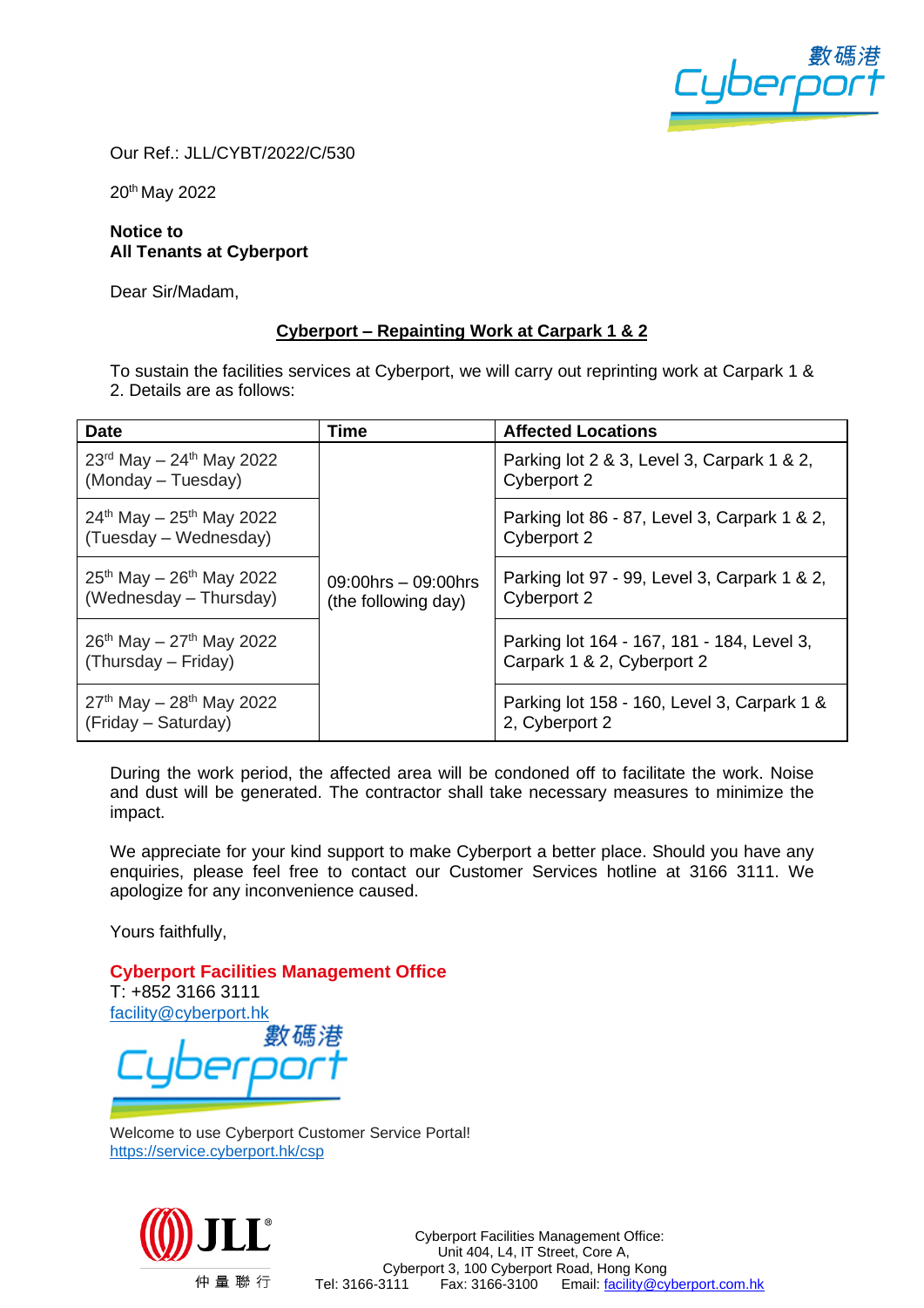Our Ref.: JLL/CYBT/2022/C/530

20th May 2022

**Notice to**
**All Tenants at Cyberport**

Dear Sir/Madam,

**Cyberport – Repainting Work at Carpark 1 & 2**

To sustain the facilities services at Cyberport, we will carry out reprinting work at Carpark 1 & 2. Details are as follows:

| Date | Time | Affected Locations |
|---|---|---|
| 23rd May – 24th May 2022 (Monday – Tuesday) | 09:00hrs – 09:00hrs (the following day) | Parking lot 2 & 3, Level 3, Carpark 1 & 2, Cyberport 2 |
| 24th May – 25th May 2022 (Tuesday – Wednesday) | | Parking lot 86 - 87, Level 3, Carpark 1 & 2, Cyberport 2 |
| 25th May – 26th May 2022 (Wednesday – Thursday) | | Parking lot 97 - 99, Level 3, Carpark 1 & 2, Cyberport 2 |
| 26th May – 27th May 2022 (Thursday – Friday) | | Parking lot 164 - 167, 181 - 184, Level 3, Carpark 1 & 2, Cyberport 2 |
| 27th May – 28th May 2022 (Friday – Saturday) | | Parking lot 158 - 160, Level 3, Carpark 1 & 2, Cyberport 2 |

During the work period, the affected area will be condoned off to facilitate the work. Noise and dust will be generated. The contractor shall take necessary measures to minimize the impact.

We appreciate for your kind support to make Cyberport a better place. Should you have any enquiries, please feel free to contact our Customer Services hotline at 3166 3111. We apologize for any inconvenience caused.

Yours faithfully,

**Cyberport Facilities Management Office**
T: +852 3166 3111
facility@cyberport.hk

Welcome to use Cyberport Customer Service Portal!
https://service.cyberport.hk/csp

Cyberport Facilities Management Office:
Unit 404, L4, IT Street, Core A,
Cyberport 3, 100 Cyberport Road, Hong Kong
Tel: 3166-3111 Fax: 3166-3100 Email: facility@cyberport.com.hk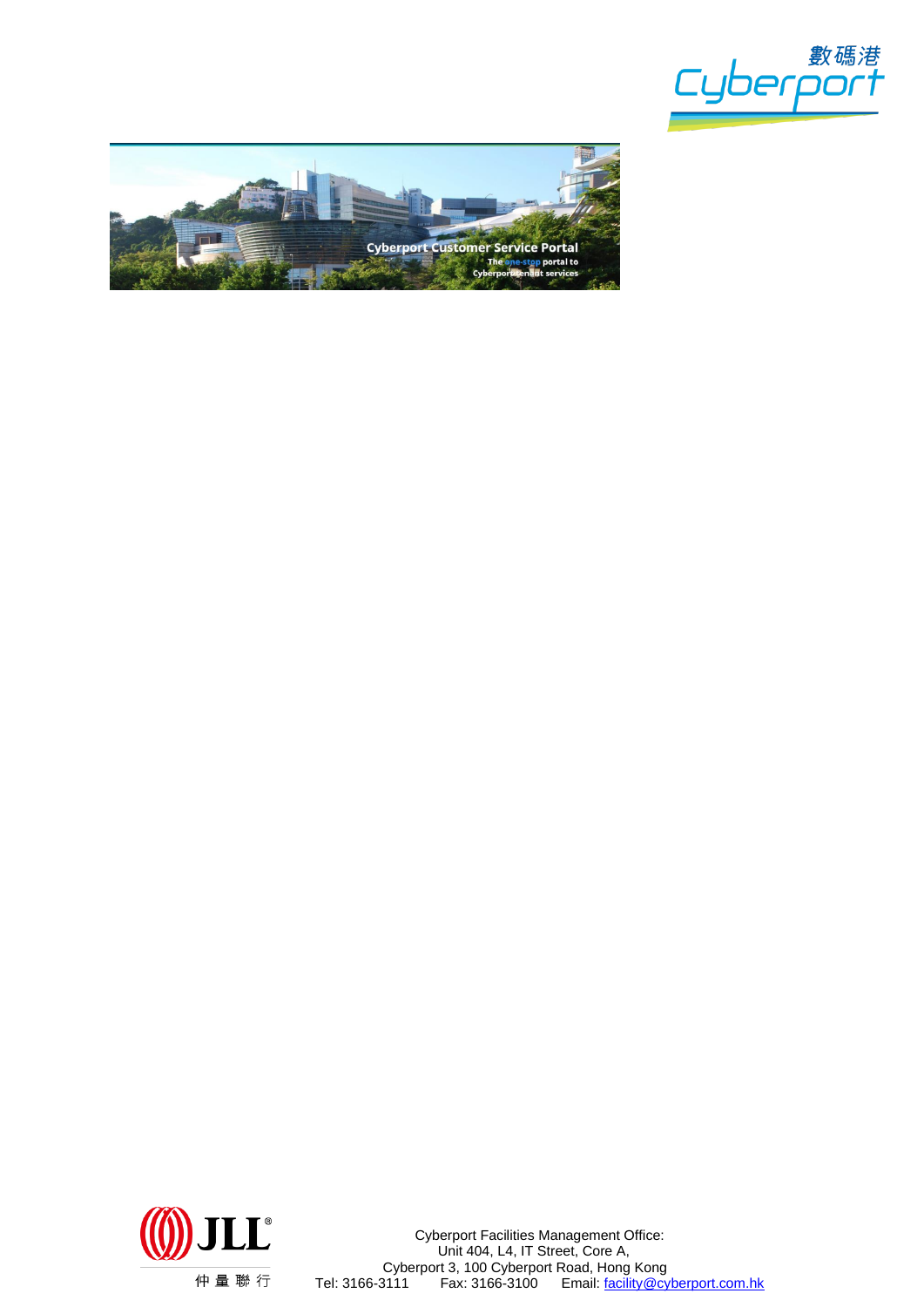Cyberport Customer Service Portal

The one-stop portal to Cyberport tenant services

Cyberport Facilities Management Office:
Unit 404, L4, IT Street, Core A,
Cyberport 3, 100 Cyberport Road, Hong Kong
Tel: 3166-3111 Fax: 3166-3100 Email: facility@cyberport.com.hk